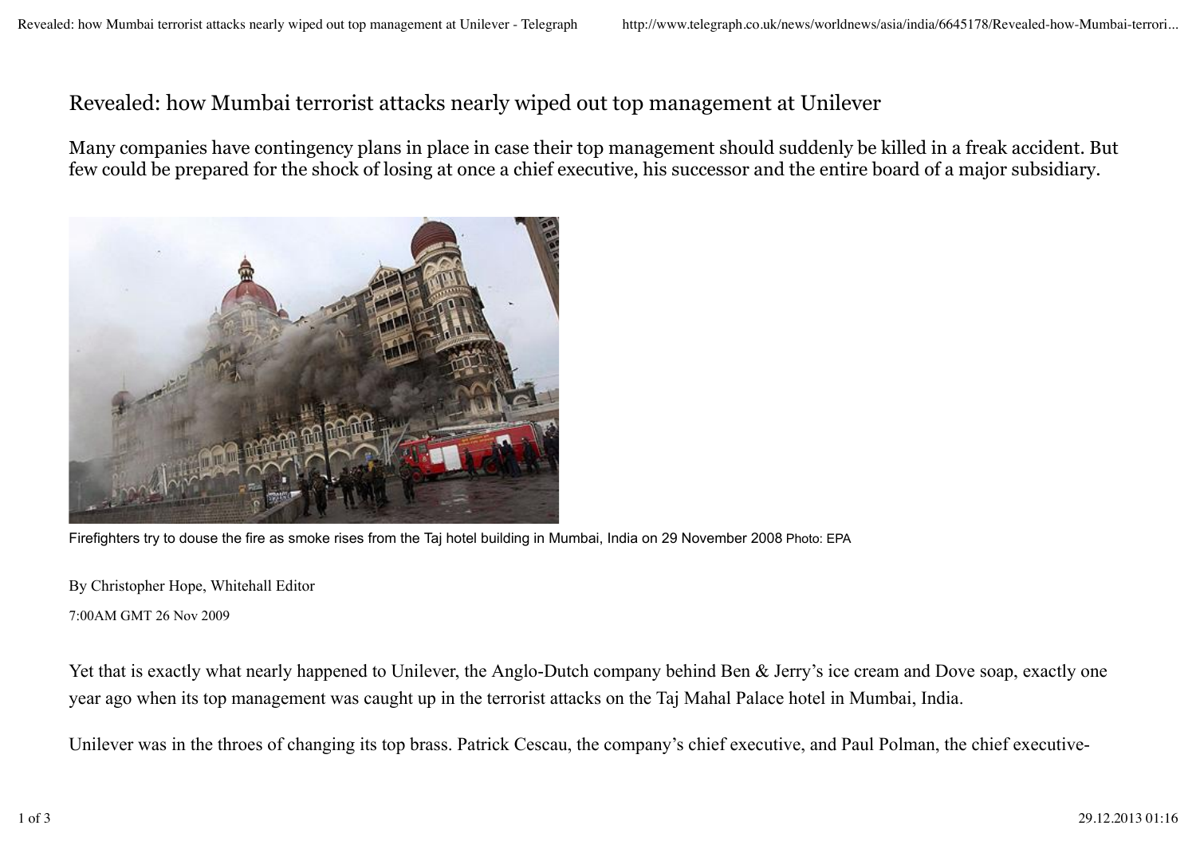# Revealed: how Mumbai terrorist attacks nearly wiped out top management at Unilever

Many companies have contingency plans in place in case their top management should suddenly be killed in a freak accident. But few could be prepared for the shock of losing at once a chief executive, his successor and the entire board of a major subsidiary.

Firefighters try to douse the fire as smoke rises from the Taj hotel building in Mumbai, India on 29 November 2008 Photo: EPA

By Christopher Hope, Whitehall Editor

7:00AM GMT 26 Nov 2009

Yet that is exactly what nearly happened to Unilever, the Anglo-Dutch company behind Ben & Jerry's ice cream and Dove soap, exactly one year ago when its top management was caught up in the terrorist attacks on the Taj Mahal Palace hotel in Mumbai, India.

Unilever was in the throes of changing its top brass. Patrick Cescau, the company's chief executive, and Paul Polman, the chief executive-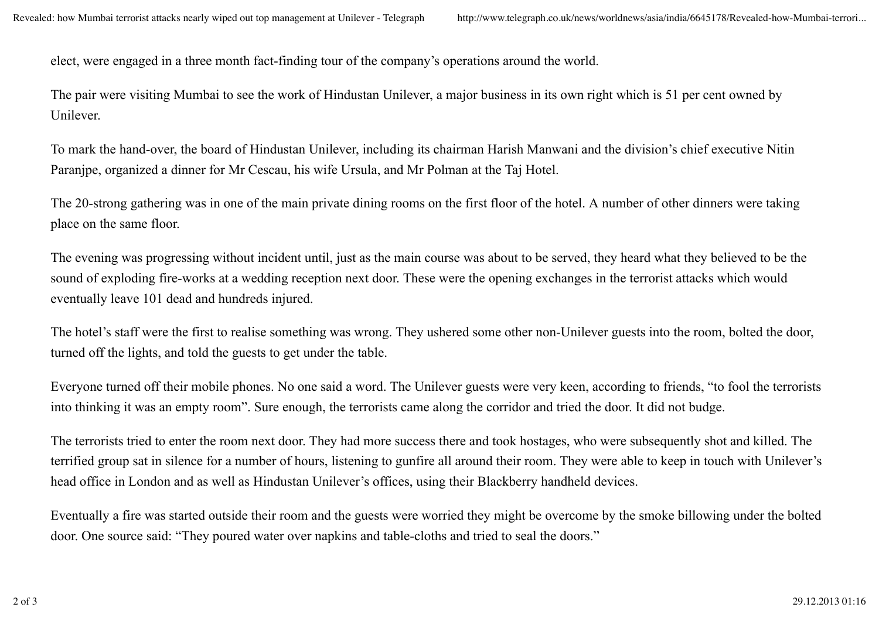elect, were engaged in a three month fact-finding tour of the company's operations around the world.

The pair were visiting Mumbai to see the work of Hindustan Unilever, a major business in its own right which is 51 per cent owned by Unilever.

To mark the hand-over, the board of Hindustan Unilever, including its chairman Harish Manwani and the division's chief executive Nitin Paranjpe, organized a dinner for Mr Cescau, his wife Ursula, and Mr Polman at the Taj Hotel.

The 20-strong gathering was in one of the main private dining rooms on the first floor of the hotel. A number of other dinners were taking place on the same floor.

The evening was progressing without incident until, just as the main course was about to be served, they heard what they believed to be the sound of exploding fire-works at a wedding reception next door. These were the opening exchanges in the terrorist attacks which would eventually leave 101 dead and hundreds injured.

The hotel's staff were the first to realise something was wrong. They ushered some other non-Unilever guests into the room, bolted the door, turned off the lights, and told the guests to get under the table.

Everyone turned off their mobile phones. No one said a word. The Unilever guests were very keen, according to friends, "to fool the terrorists into thinking it was an empty room". Sure enough, the terrorists came along the corridor and tried the door. It did not budge.

The terrorists tried to enter the room next door. They had more success there and took hostages, who were subsequently shot and killed. The terrified group sat in silence for a number of hours, listening to gunfire all around their room. They were able to keep in touch with Unilever's head office in London and as well as Hindustan Unilever's offices, using their Blackberry handheld devices.

Eventually a fire was started outside their room and the guests were worried they might be overcome by the smoke billowing under the bolted door. One source said: "They poured water over napkins and table-cloths and tried to seal the doors."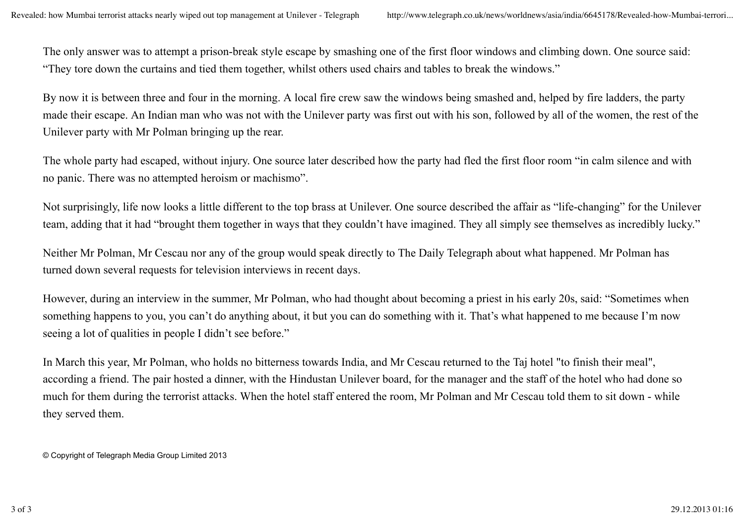The only answer was to attempt a prison-break style escape by smashing one of the first floor windows and climbing down. One source said: “They tore down the curtains and tied them together, whilst others used chairs and tables to break the windows.”

By now it is between three and four in the morning. A local fire crew saw the windows being smashed and, helped by fire ladders, the party made their escape. An Indian man who was not with the Unilever party was first out with his son, followed by all of the women, the rest of the Unilever party with Mr Polman bringing up the rear.

The whole party had escaped, without injury. One source later described how the party had fled the first floor room “in calm silence and with no panic. There was no attempted heroism or machismo”.

Not surprisingly, life now looks a little different to the top brass at Unilever. One source described the affair as “life-changing” for the Unilever team, adding that it had “brought them together in ways that they couldn’t have imagined. They all simply see themselves as incredibly lucky.”

Neither Mr Polman, Mr Cescau nor any of the group would speak directly to The Daily Telegraph about what happened. Mr Polman has turned down several requests for television interviews in recent days.

However, during an interview in the summer, Mr Polman, who had thought about becoming a priest in his early 20s, said: “Sometimes when something happens to you, you can’t do anything about, it but you can do something with it. That’s what happened to me because I’m now seeing a lot of qualities in people I didn’t see before.”

In March this year, Mr Polman, who holds no bitterness towards India, and Mr Cescau returned to the Taj hotel "to finish their meal", according a friend. The pair hosted a dinner, with the Hindustan Unilever board, for the manager and the staff of the hotel who had done so much for them during the terrorist attacks. When the hotel staff entered the room, Mr Polman and Mr Cescau told them to sit down - while they served them.

© Copyright of Telegraph Media Group Limited 2013